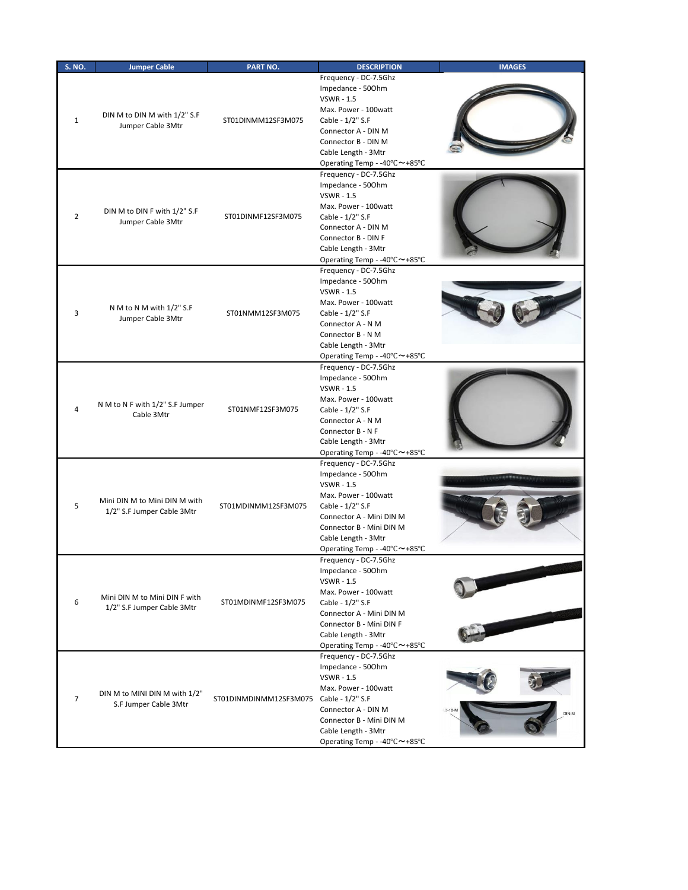| S. NO. | Jumper Cable | PART NO. | DESCRIPTION | IMAGES |
|---|---|---|---|---|
| 1 | DIN M to DIN M with 1/2" S.F Jumper Cable 3Mtr | ST01DINMM12SF3M075 | Frequency - DC-7.5Ghz<br>Impedance - 50Ohm<br>VSWR - 1.5<br>Max. Power - 100watt<br>Cable - 1/2" S.F<br>Connector A - DIN M<br>Connector B - DIN M<br>Cable Length - 3Mtr<br>Operating Temp - -40℃～+85℃ | |
| 2 | DIN M to DIN F with 1/2" S.F Jumper Cable 3Mtr | ST01DINMF12SF3M075 | Frequency - DC-7.5Ghz<br>Impedance - 50Ohm<br>VSWR - 1.5<br>Max. Power - 100watt<br>Cable - 1/2" S.F<br>Connector A - DIN M<br>Connector B - DIN F<br>Cable Length - 3Mtr<br>Operating Temp - -40℃～+85℃ | |
| 3 | N M to N M with 1/2" S.F Jumper Cable 3Mtr | ST01NMM12SF3M075 | Frequency - DC-7.5Ghz<br>Impedance - 50Ohm<br>VSWR - 1.5<br>Max. Power - 100watt<br>Cable - 1/2" S.F<br>Connector A - N M<br>Connector B - N M<br>Cable Length - 3Mtr<br>Operating Temp - -40℃～+85℃ | |
| 4 | N M to N F with 1/2" S.F Jumper Cable 3Mtr | ST01NMF12SF3M075 | Frequency - DC-7.5Ghz<br>Impedance - 50Ohm<br>VSWR - 1.5<br>Max. Power - 100watt<br>Cable - 1/2" S.F<br>Connector A - N M<br>Connector B - N F<br>Cable Length - 3Mtr<br>Operating Temp - -40℃～+85℃ | |
| 5 | Mini DIN M to Mini DIN M with 1/2" S.F Jumper Cable 3Mtr | ST01MDINMM12SF3M075 | Frequency - DC-7.5Ghz<br>Impedance - 50Ohm<br>VSWR - 1.5<br>Max. Power - 100watt<br>Cable - 1/2" S.F<br>Connector A - Mini DIN M<br>Connector B - Mini DIN M<br>Cable Length - 3Mtr<br>Operating Temp - -40℃～+85℃ | |
| 6 | Mini DIN M to Mini DIN F with 1/2" S.F Jumper Cable 3Mtr | ST01MDINMF12SF3M075 | Frequency - DC-7.5Ghz<br>Impedance - 50Ohm<br>VSWR - 1.5<br>Max. Power - 100watt<br>Cable - 1/2" S.F<br>Connector A - Mini DIN M<br>Connector B - Mini DIN F<br>Cable Length - 3Mtr<br>Operating Temp - -40℃～+85℃ | |
| 7 | DIN M to MINI DIN M with 1/2" S.F Jumper Cable 3Mtr | ST01DINMDINMM12SFM075 | Frequency - DC-7.5Ghz<br>Impedance - 50Ohm<br>VSWR - 1.5<br>Max. Power - 100watt<br>Cable - 1/2" S.F<br>Connector A - DIN M<br>Connector B - Mini DIN M<br>Cable Length - 3Mtr<br>Operating Temp - -40℃～+85℃ | |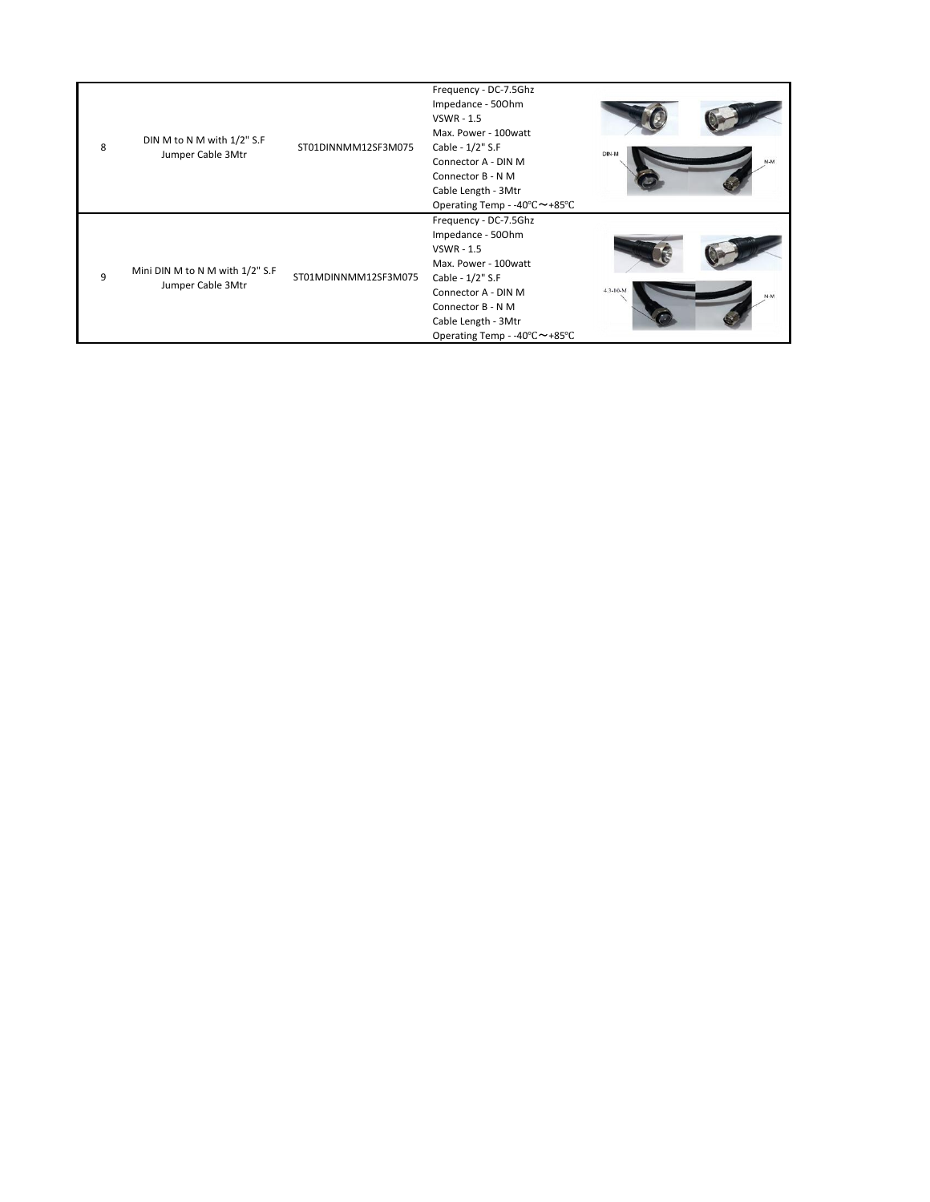| | | | | |
|---|---|---|---|---|
| 8 | DIN M to N M with 1/2" S.F Jumper Cable 3Mtr | ST01DINNMM12SF3M075 | Frequency - DC-7.5Ghz<br>Impedance - 50Ohm<br>VSWR - 1.5<br>Max. Power - 100watt<br>Cable - 1/2" S.F<br>Connector A - DIN M<br>Connector B - N M<br>Cable Length - 3Mtr<br>Operating Temp - -40℃～+85℃ | |
| 9 | Mini DIN M to N M with 1/2" S.F Jumper Cable 3Mtr | ST01MDINNMM12SF3M075 | Frequency - DC-7.5Ghz<br>Impedance - 50Ohm<br>VSWR - 1.5<br>Max. Power - 100watt<br>Cable - 1/2" S.F<br>Connector A - DIN M<br>Connector B - N M<br>Cable Length - 3Mtr<br>Operating Temp - -40℃～+85℃ | |